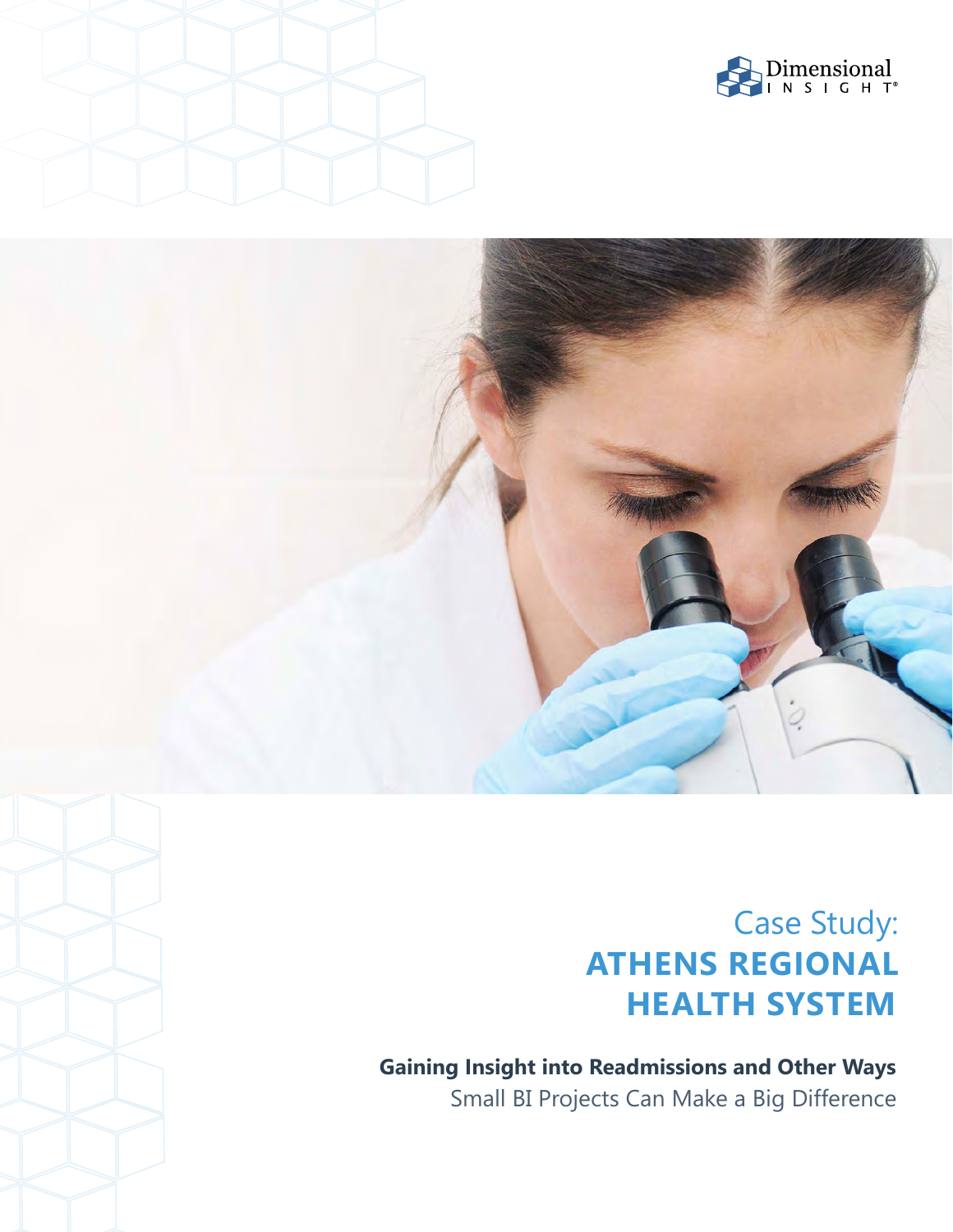Dimensional INSIGHT®

# Case Study: ATHENS REGIONAL HEALTH SYSTEM

**Gaining Insight into Readmissions and Other Ways**
Small BI Projects Can Make a Big Difference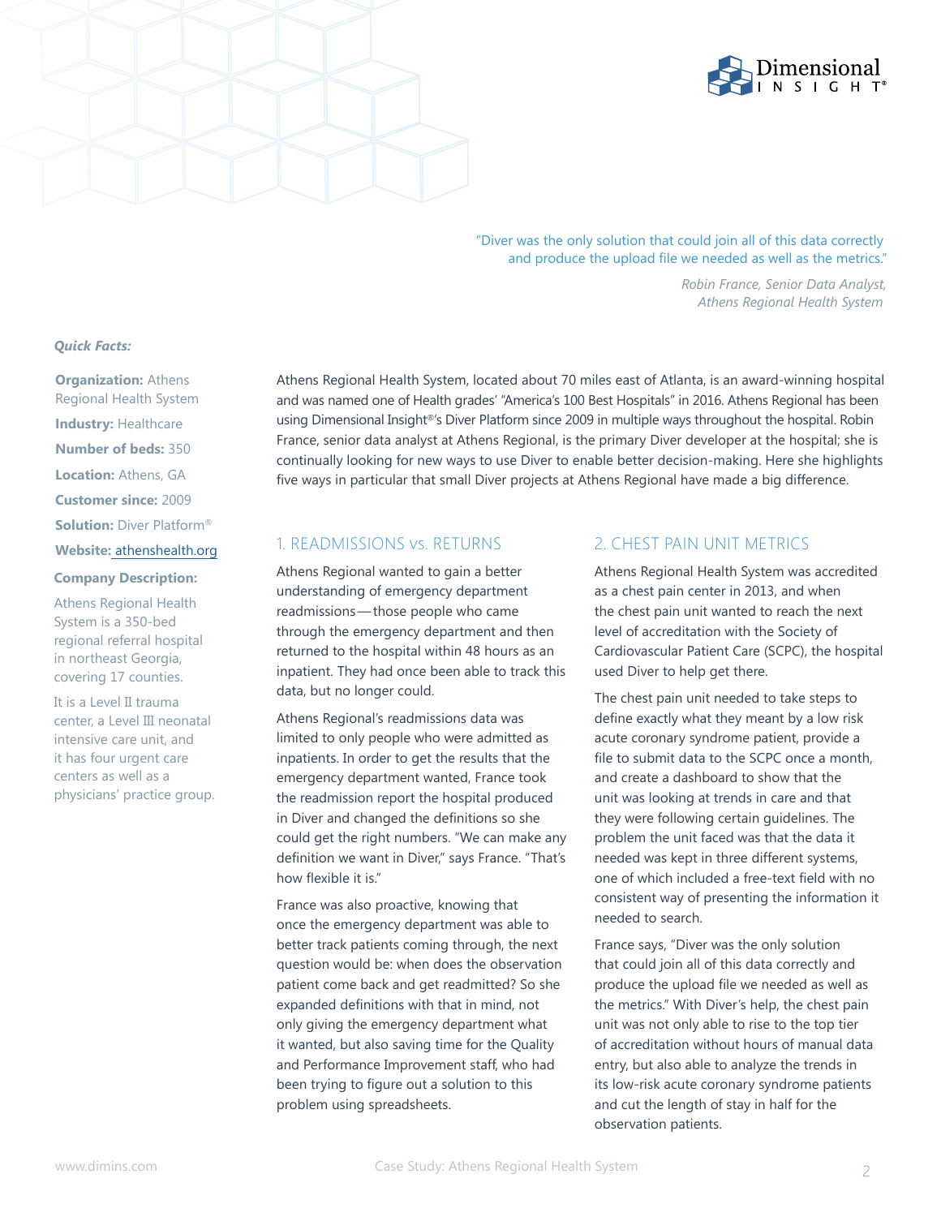> "Diver was the only solution that could join all of this data correctly and produce the upload file we needed as well as the metrics."
>
> *Robin France, Senior Data Analyst, Athens Regional Health System*

***Quick Facts:***

**Organization:** Athens Regional Health System

**Industry:** Healthcare

**Number of beds:** 350

**Location:** Athens, GA

**Customer since:** 2009

**Solution:** Diver Platform®

**Website:** athenshealth.org

**Company Description:**

Athens Regional Health System is a 350-bed regional referral hospital in northeast Georgia, covering 17 counties.

It is a Level II trauma center, a Level III neonatal intensive care unit, and it has four urgent care centers as well as a physicians' practice group.

Athens Regional Health System, located about 70 miles east of Atlanta, is an award-winning hospital and was named one of Health grades' "America's 100 Best Hospitals" in 2016. Athens Regional has been using Dimensional Insight®'s Diver Platform since 2009 in multiple ways throughout the hospital. Robin France, senior data analyst at Athens Regional, is the primary Diver developer at the hospital; she is continually looking for new ways to use Diver to enable better decision-making. Here she highlights five ways in particular that small Diver projects at Athens Regional have made a big difference.

## 1. READMISSIONS vs. RETURNS

Athens Regional wanted to gain a better understanding of emergency department readmissions—those people who came through the emergency department and then returned to the hospital within 48 hours as an inpatient. They had once been able to track this data, but no longer could.

Athens Regional's readmissions data was limited to only people who were admitted as inpatients. In order to get the results that the emergency department wanted, France took the readmission report the hospital produced in Diver and changed the definitions so she could get the right numbers. "We can make any definition we want in Diver," says France. "That's how flexible it is."

France was also proactive, knowing that once the emergency department was able to better track patients coming through, the next question would be: when does the observation patient come back and get readmitted? So she expanded definitions with that in mind, not only giving the emergency department what it wanted, but also saving time for the Quality and Performance Improvement staff, who had been trying to figure out a solution to this problem using spreadsheets.

## 2. CHEST PAIN UNIT METRICS

Athens Regional Health System was accredited as a chest pain center in 2013, and when the chest pain unit wanted to reach the next level of accreditation with the Society of Cardiovascular Patient Care (SCPC), the hospital used Diver to help get there.

The chest pain unit needed to take steps to define exactly what they meant by a low risk acute coronary syndrome patient, provide a file to submit data to the SCPC once a month, and create a dashboard to show that the unit was looking at trends in care and that they were following certain guidelines. The problem the unit faced was that the data it needed was kept in three different systems, one of which included a free-text field with no consistent way of presenting the information it needed to search.

France says, "Diver was the only solution that could join all of this data correctly and produce the upload file we needed as well as the metrics." With Diver's help, the chest pain unit was not only able to rise to the top tier of accreditation without hours of manual data entry, but also able to analyze the trends in its low-risk acute coronary syndrome patients and cut the length of stay in half for the observation patients.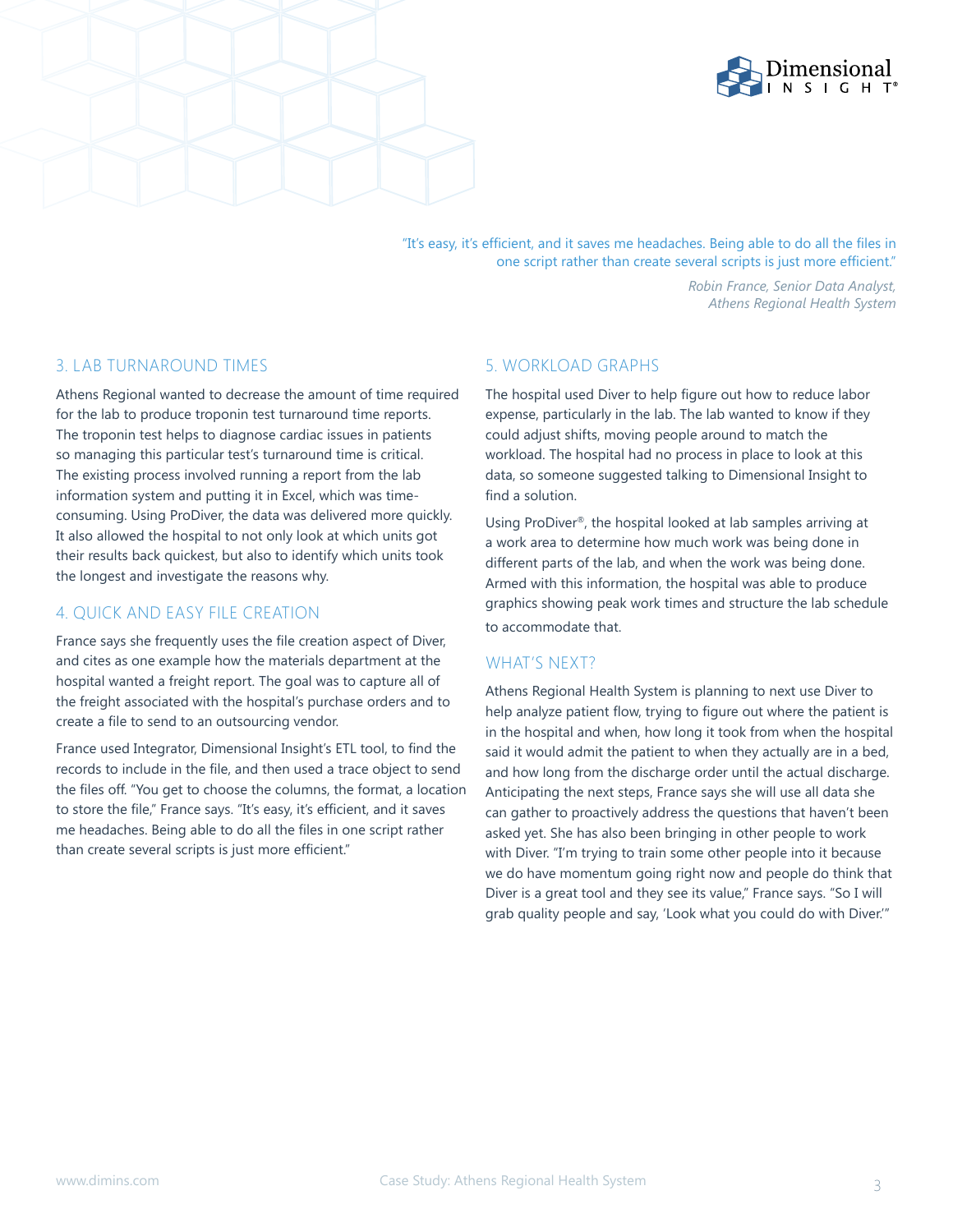> "It's easy, it's efficient, and it saves me headaches. Being able to do all the files in one script rather than create several scripts is just more efficient."
>
> *Robin France, Senior Data Analyst, Athens Regional Health System*

## 3. LAB TURNAROUND TIMES

Athens Regional wanted to decrease the amount of time required for the lab to produce troponin test turnaround time reports. The troponin test helps to diagnose cardiac issues in patients so managing this particular test's turnaround time is critical. The existing process involved running a report from the lab information system and putting it in Excel, which was time-consuming. Using ProDiver, the data was delivered more quickly. It also allowed the hospital to not only look at which units got their results back quickest, but also to identify which units took the longest and investigate the reasons why.

## 4. QUICK AND EASY FILE CREATION

France says she frequently uses the file creation aspect of Diver, and cites as one example how the materials department at the hospital wanted a freight report. The goal was to capture all of the freight associated with the hospital's purchase orders and to create a file to send to an outsourcing vendor.

France used Integrator, Dimensional Insight's ETL tool, to find the records to include in the file, and then used a trace object to send the files off. "You get to choose the columns, the format, a location to store the file," France says. "It's easy, it's efficient, and it saves me headaches. Being able to do all the files in one script rather than create several scripts is just more efficient."

## 5. WORKLOAD GRAPHS

The hospital used Diver to help figure out how to reduce labor expense, particularly in the lab. The lab wanted to know if they could adjust shifts, moving people around to match the workload. The hospital had no process in place to look at this data, so someone suggested talking to Dimensional Insight to find a solution.

Using ProDiver®, the hospital looked at lab samples arriving at a work area to determine how much work was being done in different parts of the lab, and when the work was being done. Armed with this information, the hospital was able to produce graphics showing peak work times and structure the lab schedule to accommodate that.

## WHAT'S NEXT?

Athens Regional Health System is planning to next use Diver to help analyze patient flow, trying to figure out where the patient is in the hospital and when, how long it took from when the hospital said it would admit the patient to when they actually are in a bed, and how long from the discharge order until the actual discharge. Anticipating the next steps, France says she will use all data she can gather to proactively address the questions that haven't been asked yet. She has also been bringing in other people to work with Diver. "I'm trying to train some other people into it because we do have momentum going right now and people do think that Diver is a great tool and they see its value," France says. "So I will grab quality people and say, 'Look what you could do with Diver.'"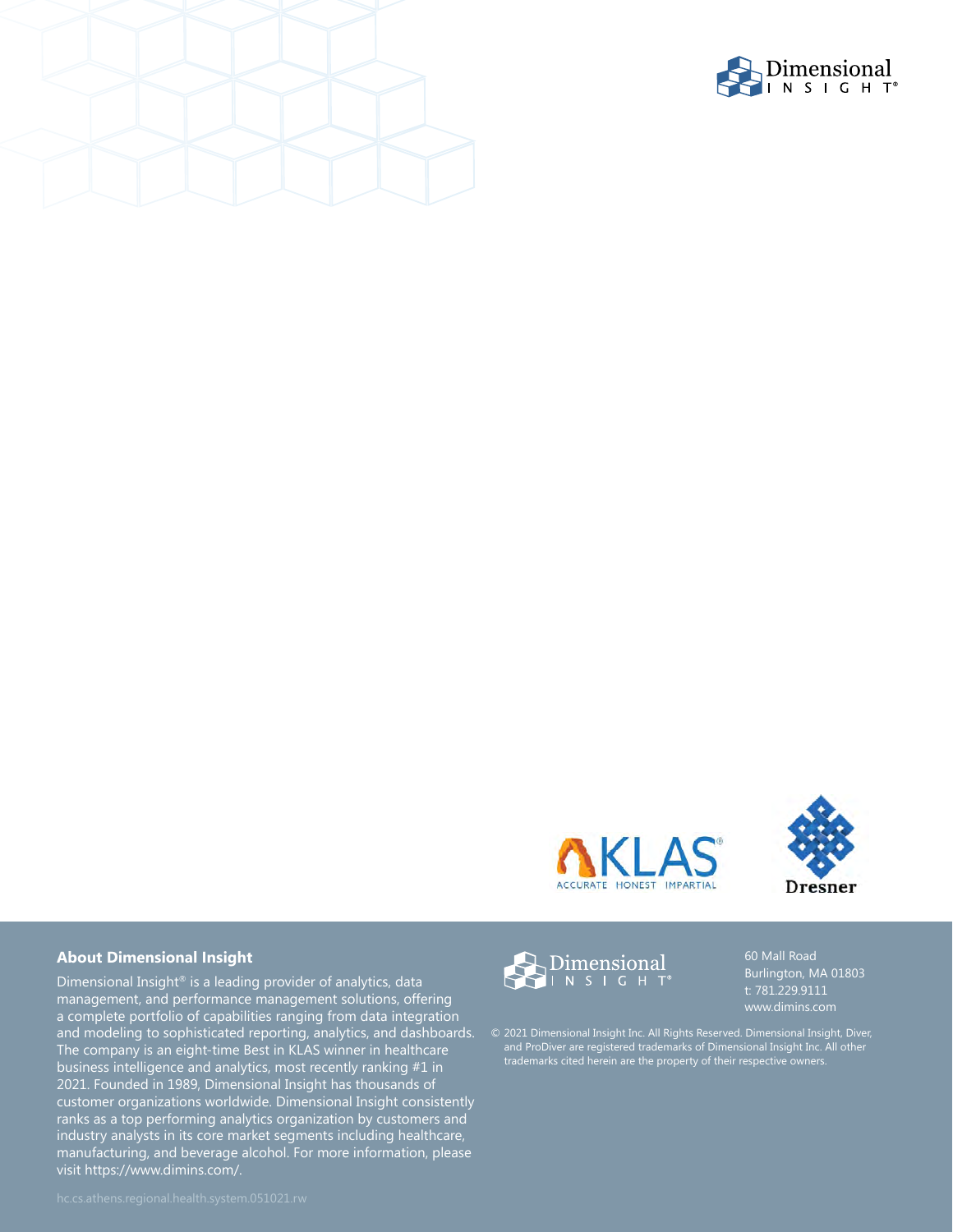## About Dimensional Insight

Dimensional Insight® is a leading provider of analytics, data management, and performance management solutions, offering a complete portfolio of capabilities ranging from data integration and modeling to sophisticated reporting, analytics, and dashboards. The company is an eight-time Best in KLAS winner in healthcare business intelligence and analytics, most recently ranking #1 in 2021. Founded in 1989, Dimensional Insight has thousands of customer organizations worldwide. Dimensional Insight consistently ranks as a top performing analytics organization by customers and industry analysts in its core market segments including healthcare, manufacturing, and beverage alcohol. For more information, please visit https://www.dimins.com/.

60 Mall Road
Burlington, MA 01803
t: 781.229.9111
www.dimins.com

© 2021 Dimensional Insight Inc. All Rights Reserved. Dimensional Insight, Diver, and ProDiver are registered trademarks of Dimensional Insight Inc. All other trademarks cited herein are the property of their respective owners.

hc.cs.athens.regional.health.system.051021.rw